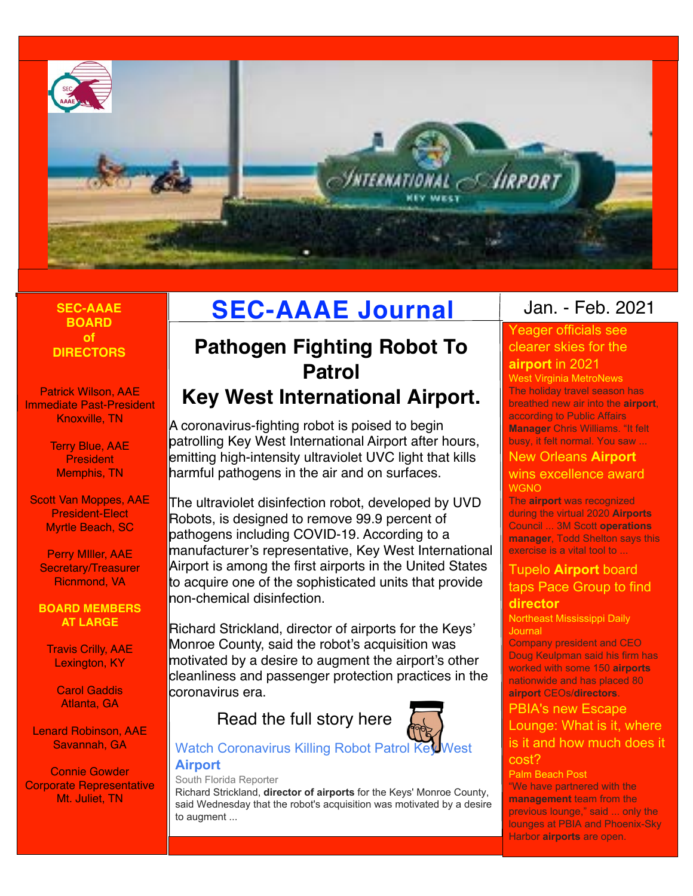# SEC-AAAE Journal

Jan. - Feb. 2021

## Pathogen Fighting Robot To Patrol Key West International Airport.

A coronavirus-fighting robot is poised to begin patrolling Key West International Airport after hours, emitting high-intensity ultraviolet UVC light that kills harmful pathogens in the air and on surfaces.

The ultraviolet disinfection robot, developed by UVD Robots, is designed to remove 99.9 percent of pathogens including COVID-19. According to a manufacturer's representative, Key West International Airport is among the first airports in the United States to acquire one of the sophisticated units that provide non-chemical disinfection.

Richard Strickland, director of airports for the Keys' Monroe County, said the robot's acquisition was motivated by a desire to augment the airport's other cleanliness and passenger protection practices in the coronavirus era.

Read the full story here

**Watch Coronavirus Killing Robot Patrol Key West Airport**

South Florida Reporter

Richard Strickland, **director of airports** for the Keys' Monroe County, said Wednesday that the robot's acquisition was motivated by a desire to augment ...

### SEC-AAAE BOARD of DIRECTORS

Patrick Wilson, AAE
Immediate Past-President
Knoxville, TN

Terry Blue, AAE
President
Memphis, TN

Scott Van Moppes, AAE
President-Elect
Myrtle Beach, SC

Perry MIller, AAE
Secretary/Treasurer
Ricnmond, VA

**BOARD MEMBERS AT LARGE**

Travis Crilly, AAE
Lexington, KY

Carol Gaddis
Atlanta, GA

Lenard Robinson, AAE
Savannah, GA

Connie Gowder
Corporate Representative
Mt. Juliet, TN

### Yeager officials see clearer skies for the **airport** in 2021

West Virginia MetroNews

The holiday travel season has breathed new air into the **airport**, according to Public Affairs **Manager** Chris Williams. "It felt busy, it felt normal. You saw ...

### New Orleans **Airport** wins excellence award

WGNO

The **airport** was recognized during the virtual 2020 **Airports** Council ... 3M Scott **operations manager**, Todd Shelton says this exercise is a vital tool to ...

### Tupelo **Airport** board taps Pace Group to find **director**

Northeast Mississippi Daily Journal

Company president and CEO Doug Keulpman said his firm has worked with some 150 **airports** nationwide and has placed 80 **airport** CEOs/**directors**.

### PBIA's new Escape Lounge: What is it, where is it and how much does it cost?

Palm Beach Post

"We have partnered with the **management** team from the previous lounge," said ... only the lounges at PBIA and Phoenix-Sky Harbor **airports** are open.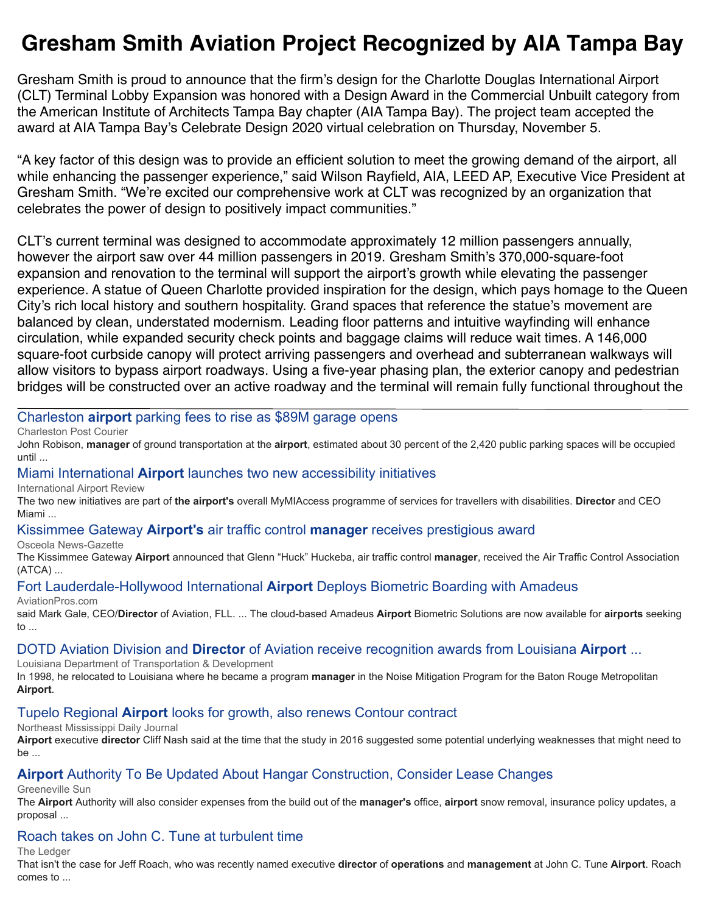# Gresham Smith Aviation Project Recognized by AIA Tampa Bay

Gresham Smith is proud to announce that the firm's design for the Charlotte Douglas International Airport (CLT) Terminal Lobby Expansion was honored with a Design Award in the Commercial Unbuilt category from the American Institute of Architects Tampa Bay chapter (AIA Tampa Bay). The project team accepted the award at AIA Tampa Bay's Celebrate Design 2020 virtual celebration on Thursday, November 5.

"A key factor of this design was to provide an efficient solution to meet the growing demand of the airport, all while enhancing the passenger experience," said Wilson Rayfield, AIA, LEED AP, Executive Vice President at Gresham Smith. "We're excited our comprehensive work at CLT was recognized by an organization that celebrates the power of design to positively impact communities."

CLT's current terminal was designed to accommodate approximately 12 million passengers annually, however the airport saw over 44 million passengers in 2019. Gresham Smith's 370,000-square-foot expansion and renovation to the terminal will support the airport's growth while elevating the passenger experience. A statue of Queen Charlotte provided inspiration for the design, which pays homage to the Queen City's rich local history and southern hospitality. Grand spaces that reference the statue's movement are balanced by clean, understated modernism. Leading floor patterns and intuitive wayfinding will enhance circulation, while expanded security check points and baggage claims will reduce wait times. A 146,000 square-foot curbside canopy will protect arriving passengers and overhead and subterranean walkways will allow visitors to bypass airport roadways. Using a five-year phasing plan, the exterior canopy and pedestrian bridges will be constructed over an active roadway and the terminal will remain fully functional throughout the

---

Charleston **airport** parking fees to rise as $89M garage opens

Charleston Post Courier

John Robison, **manager** of ground transportation at the **airport**, estimated about 30 percent of the 2,420 public parking spaces will be occupied until ...

Miami International **Airport** launches two new accessibility initiatives

International Airport Review

The two new initiatives are part of **the airport's** overall MyMIAccess programme of services for travellers with disabilities. **Director** and CEO Miami ...

Kissimmee Gateway **Airport's** air traffic control **manager** receives prestigious award

Osceola News-Gazette

The Kissimmee Gateway **Airport** announced that Glenn "Huck" Huckeba, air traffic control **manager**, received the Air Traffic Control Association (ATCA) ...

Fort Lauderdale-Hollywood International **Airport** Deploys Biometric Boarding with Amadeus

AviationPros.com

said Mark Gale, CEO/**Director** of Aviation, FLL. ... The cloud-based Amadeus **Airport** Biometric Solutions are now available for **airports** seeking to ...

DOTD Aviation Division and **Director** of Aviation receive recognition awards from Louisiana **Airport** ...

Louisiana Department of Transportation & Development

In 1998, he relocated to Louisiana where he became a program **manager** in the Noise Mitigation Program for the Baton Rouge Metropolitan **Airport**.

Tupelo Regional **Airport** looks for growth, also renews Contour contract

Northeast Mississippi Daily Journal

**Airport** executive **director** Cliff Nash said at the time that the study in 2016 suggested some potential underlying weaknesses that might need to be ...

**Airport** Authority To Be Updated About Hangar Construction, Consider Lease Changes

Greeneville Sun

The **Airport** Authority will also consider expenses from the build out of the **manager's** office, **airport** snow removal, insurance policy updates, a proposal ...

Roach takes on John C. Tune at turbulent time

The Ledger

That isn't the case for Jeff Roach, who was recently named executive **director** of **operations** and **management** at John C. Tune **Airport**. Roach comes to ...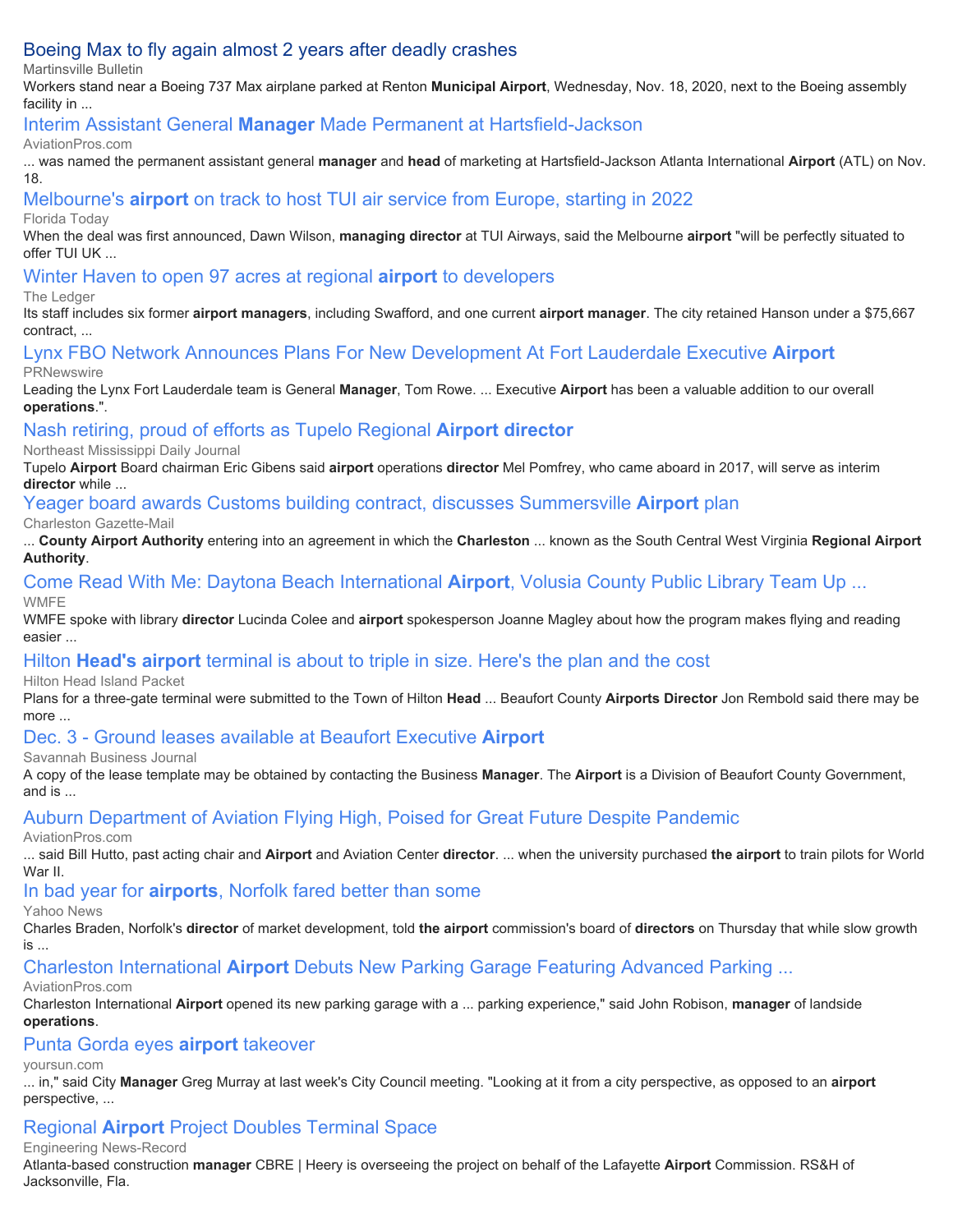[Boeing Max to fly again almost 2 years after deadly crashes]

Martinsville Bulletin

Workers stand near a Boeing 737 Max airplane parked at Renton **Municipal Airport**, Wednesday, Nov. 18, 2020, next to the Boeing assembly facility in ...

[Interim Assistant General **Manager** Made Permanent at Hartsfield-Jackson]

AviationPros.com

... was named the permanent assistant general **manager** and **head** of marketing at Hartsfield-Jackson Atlanta International **Airport** (ATL) on Nov. 18.

[Melbourne's **airport** on track to host TUI air service from Europe, starting in 2022]

Florida Today

When the deal was first announced, Dawn Wilson, **managing director** at TUI Airways, said the Melbourne **airport** "will be perfectly situated to offer TUI UK ...

[Winter Haven to open 97 acres at regional **airport** to developers]

The Ledger

Its staff includes six former **airport managers**, including Swafford, and one current **airport manager**. The city retained Hanson under a $75,667 contract, ...

[Lynx FBO Network Announces Plans For New Development At Fort Lauderdale Executive **Airport**]

PRNewswire

Leading the Lynx Fort Lauderdale team is General **Manager**, Tom Rowe. ... Executive **Airport** has been a valuable addition to our overall **operations**.".

[Nash retiring, proud of efforts as Tupelo Regional **Airport director**]

Northeast Mississippi Daily Journal

Tupelo **Airport** Board chairman Eric Gibens said **airport** operations **director** Mel Pomfrey, who came aboard in 2017, will serve as interim **director** while ...

[Yeager board awards Customs building contract, discusses Summersville **Airport** plan]

Charleston Gazette-Mail

... **County Airport Authority** entering into an agreement in which the **Charleston** ... known as the South Central West Virginia **Regional Airport Authority**.

[Come Read With Me: Daytona Beach International **Airport**, Volusia County Public Library Team Up ...]

WMFE

WMFE spoke with library **director** Lucinda Colee and **airport** spokesperson Joanne Magley about how the program makes flying and reading easier ...

[Hilton **Head's airport** terminal is about to triple in size. Here's the plan and the cost]

Hilton Head Island Packet

Plans for a three-gate terminal were submitted to the Town of Hilton **Head** ... Beaufort County **Airports Director** Jon Rembold said there may be more ...

[Dec. 3 - Ground leases available at Beaufort Executive **Airport**]

Savannah Business Journal

A copy of the lease template may be obtained by contacting the Business **Manager**. The **Airport** is a Division of Beaufort County Government, and is ...

[Auburn Department of Aviation Flying High, Poised for Great Future Despite Pandemic]

AviationPros.com

... said Bill Hutto, past acting chair and **Airport** and Aviation Center **director**. ... when the university purchased **the airport** to train pilots for World War II.

[In bad year for **airports**, Norfolk fared better than some]

Yahoo News

Charles Braden, Norfolk's **director** of market development, told **the airport** commission's board of **directors** on Thursday that while slow growth is ...

[Charleston International **Airport** Debuts New Parking Garage Featuring Advanced Parking ...]

AviationPros.com

Charleston International **Airport** opened its new parking garage with a ... parking experience," said John Robison, **manager** of landside **operations**.

[Punta Gorda eyes **airport** takeover]

yoursun.com

... in," said City **Manager** Greg Murray at last week's City Council meeting. "Looking at it from a city perspective, as opposed to an **airport** perspective, ...

[Regional **Airport** Project Doubles Terminal Space]

Engineering News-Record

Atlanta-based construction **manager** CBRE | Heery is overseeing the project on behalf of the Lafayette **Airport** Commission. RS&H of Jacksonville, Fla.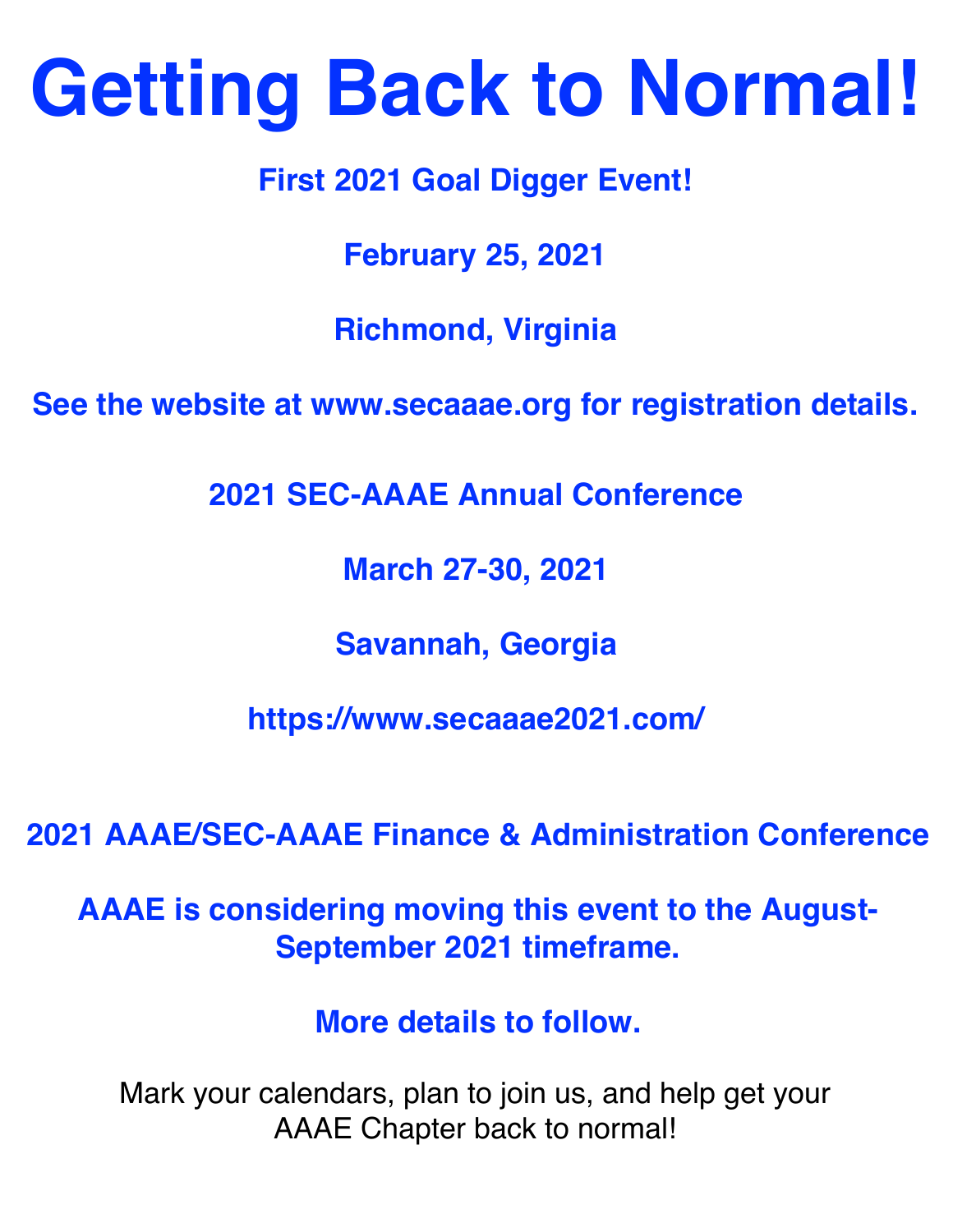# Getting Back to Normal!

**First 2021 Goal Digger Event!**

**February 25, 2021**

**Richmond, Virginia**

**See the website at www.secaaae.org for registration details.**

**2021 SEC-AAAE Annual Conference**

**March 27-30, 2021**

**Savannah, Georgia**

**https://www.secaaae2021.com/**

**2021 AAAE/SEC-AAAE Finance & Administration Conference**

**AAAE is considering moving this event to the August-September 2021 timeframe.**

**More details to follow.**

Mark your calendars, plan to join us, and help get your AAAE Chapter back to normal!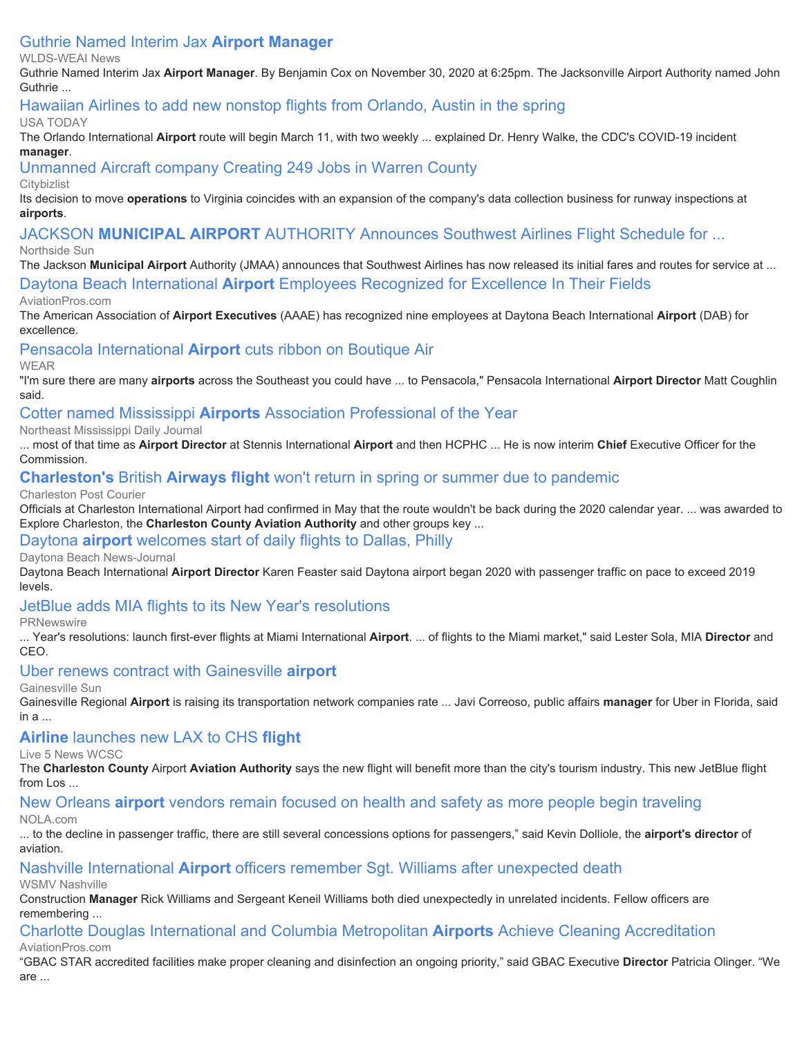[Guthrie Named Interim Jax **Airport Manager**]

WLDS-WEAI News

Guthrie Named Interim Jax **Airport Manager**. By Benjamin Cox on November 30, 2020 at 6:25pm. The Jacksonville Airport Authority named John Guthrie ...

[Hawaiian Airlines to add new nonstop flights from Orlando, Austin in the spring]

USA TODAY

The Orlando International **Airport** route will begin March 11, with two weekly ... explained Dr. Henry Walke, the CDC's COVID-19 incident **manager**.

[Unmanned Aircraft company Creating 249 Jobs in Warren County]

Citybizlist

Its decision to move **operations** to Virginia coincides with an expansion of the company's data collection business for runway inspections at **airports**.

[JACKSON **MUNICIPAL AIRPORT** AUTHORITY Announces Southwest Airlines Flight Schedule for ...]

Northside Sun

The Jackson **Municipal Airport** Authority (JMAA) announces that Southwest Airlines has now released its initial fares and routes for service at ...

[Daytona Beach International **Airport** Employees Recognized for Excellence In Their Fields]

AviationPros.com

The American Association of **Airport Executives** (AAAE) has recognized nine employees at Daytona Beach International **Airport** (DAB) for excellence.

[Pensacola International **Airport** cuts ribbon on Boutique Air]

WEAR

"I'm sure there are many **airports** across the Southeast you could have ... to Pensacola," Pensacola International **Airport Director** Matt Coughlin said.

[Cotter named Mississippi **Airports** Association Professional of the Year]

Northeast Mississippi Daily Journal

... most of that time as **Airport Director** at Stennis International **Airport** and then HCPHC ... He is now interim **Chief** Executive Officer for the Commission.

[**Charleston's** British **Airways flight** won't return in spring or summer due to pandemic]

Charleston Post Courier

Officials at Charleston International Airport had confirmed in May that the route wouldn't be back during the 2020 calendar year. ... was awarded to Explore Charleston, the **Charleston County Aviation Authority** and other groups key ...

[Daytona **airport** welcomes start of daily flights to Dallas, Philly]

Daytona Beach News-Journal

Daytona Beach International **Airport Director** Karen Feaster said Daytona airport began 2020 with passenger traffic on pace to exceed 2019 levels.

[JetBlue adds MIA flights to its New Year's resolutions]

PRNewswire

... Year's resolutions: launch first-ever flights at Miami International **Airport**. ... of flights to the Miami market," said Lester Sola, MIA **Director** and CEO.

[Uber renews contract with Gainesville **airport**]

Gainesville Sun

Gainesville Regional **Airport** is raising its transportation network companies rate ... Javi Correoso, public affairs **manager** for Uber in Florida, said in a ...

[**Airline** launches new LAX to CHS **flight**]

Live 5 News WCSC

The **Charleston County** Airport **Aviation Authority** says the new flight will benefit more than the city's tourism industry. This new JetBlue flight from Los ...

[New Orleans **airport** vendors remain focused on health and safety as more people begin traveling]

NOLA.com

... to the decline in passenger traffic, there are still several concessions options for passengers," said Kevin Dolliole, the **airport's director** of aviation.

[Nashville International **Airport** officers remember Sgt. Williams after unexpected death]

WSMV Nashville

Construction **Manager** Rick Williams and Sergeant Keneil Williams both died unexpectedly in unrelated incidents. Fellow officers are remembering ...

[Charlotte Douglas International and Columbia Metropolitan **Airports** Achieve Cleaning Accreditation]

AviationPros.com

"GBAC STAR accredited facilities make proper cleaning and disinfection an ongoing priority," said GBAC Executive **Director** Patricia Olinger. "We are ...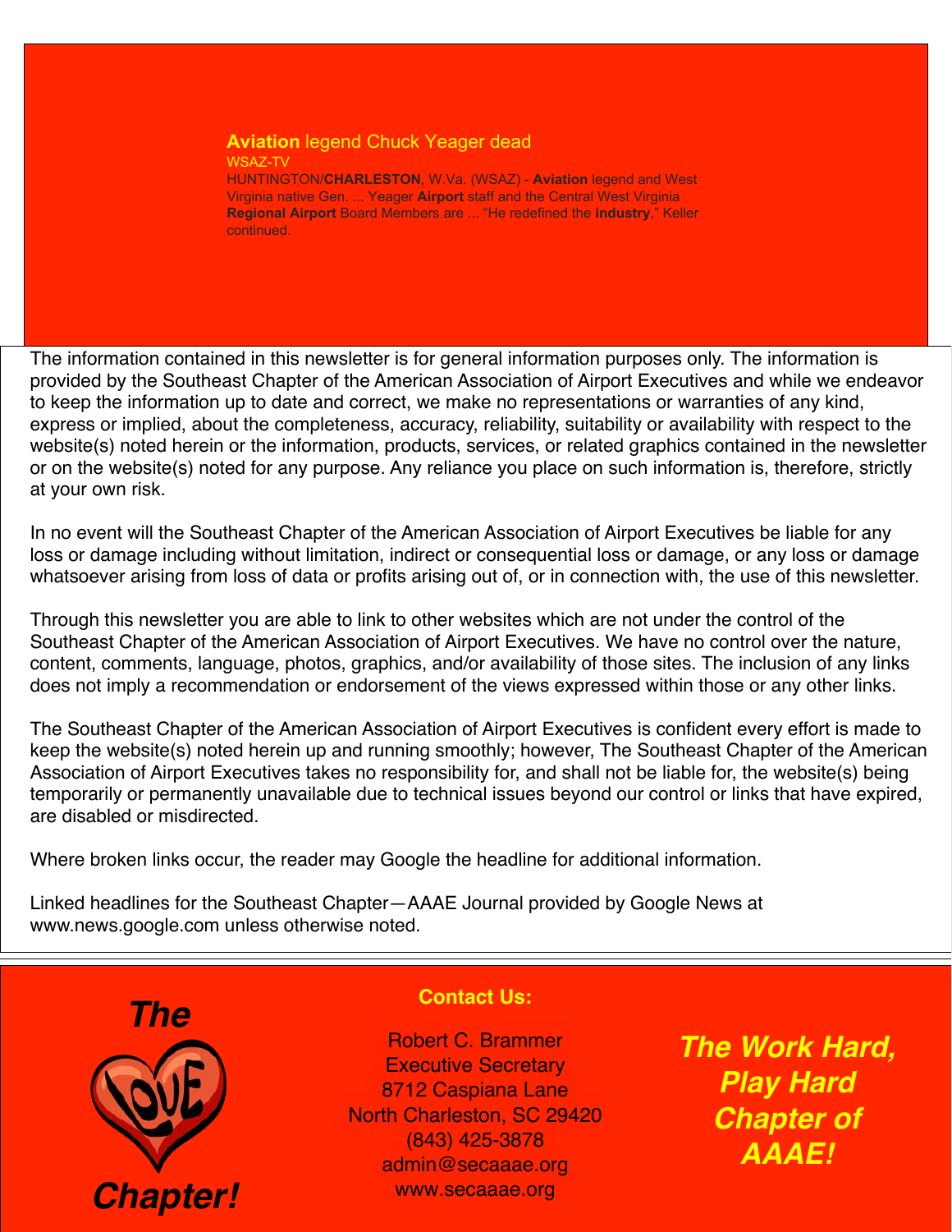**Aviation** legend Chuck Yeager dead

WSAZ-TV

HUNTINGTON/**CHARLESTON**, W.Va. (WSAZ) - **Aviation** legend and West Virginia native Gen. ... Yeager **Airport** staff and the Central West Virginia **Regional Airport** Board Members are ... "He redefined the **industry**," Keller continued.

The information contained in this newsletter is for general information purposes only. The information is provided by the Southeast Chapter of the American Association of Airport Executives and while we endeavor to keep the information up to date and correct, we make no representations or warranties of any kind, express or implied, about the completeness, accuracy, reliability, suitability or availability with respect to the website(s) noted herein or the information, products, services, or related graphics contained in the newsletter or on the website(s) noted for any purpose. Any reliance you place on such information is, therefore, strictly at your own risk.

In no event will the Southeast Chapter of the American Association of Airport Executives be liable for any loss or damage including without limitation, indirect or consequential loss or damage, or any loss or damage whatsoever arising from loss of data or profits arising out of, or in connection with, the use of this newsletter.

Through this newsletter you are able to link to other websites which are not under the control of the Southeast Chapter of the American Association of Airport Executives. We have no control over the nature, content, comments, language, photos, graphics, and/or availability of those sites. The inclusion of any links does not imply a recommendation or endorsement of the views expressed within those or any other links.

The Southeast Chapter of the American Association of Airport Executives is confident every effort is made to keep the website(s) noted herein up and running smoothly; however, The Southeast Chapter of the American Association of Airport Executives takes no responsibility for, and shall not be liable for, the website(s) being temporarily or permanently unavailable due to technical issues beyond our control or links that have expired, are disabled or misdirected.

Where broken links occur, the reader may Google the headline for additional information.

Linked headlines for the Southeast Chapter—AAAE Journal provided by Google News at www.news.google.com unless otherwise noted.

***The LOVE Chapter!***

**Contact Us:**

Robert C. Brammer
Executive Secretary
8712 Caspiana Lane
North Charleston, SC 29420
(843) 425-3878
admin@secaaae.org
www.secaaae.org

***The Work Hard, Play Hard Chapter of AAAE!***